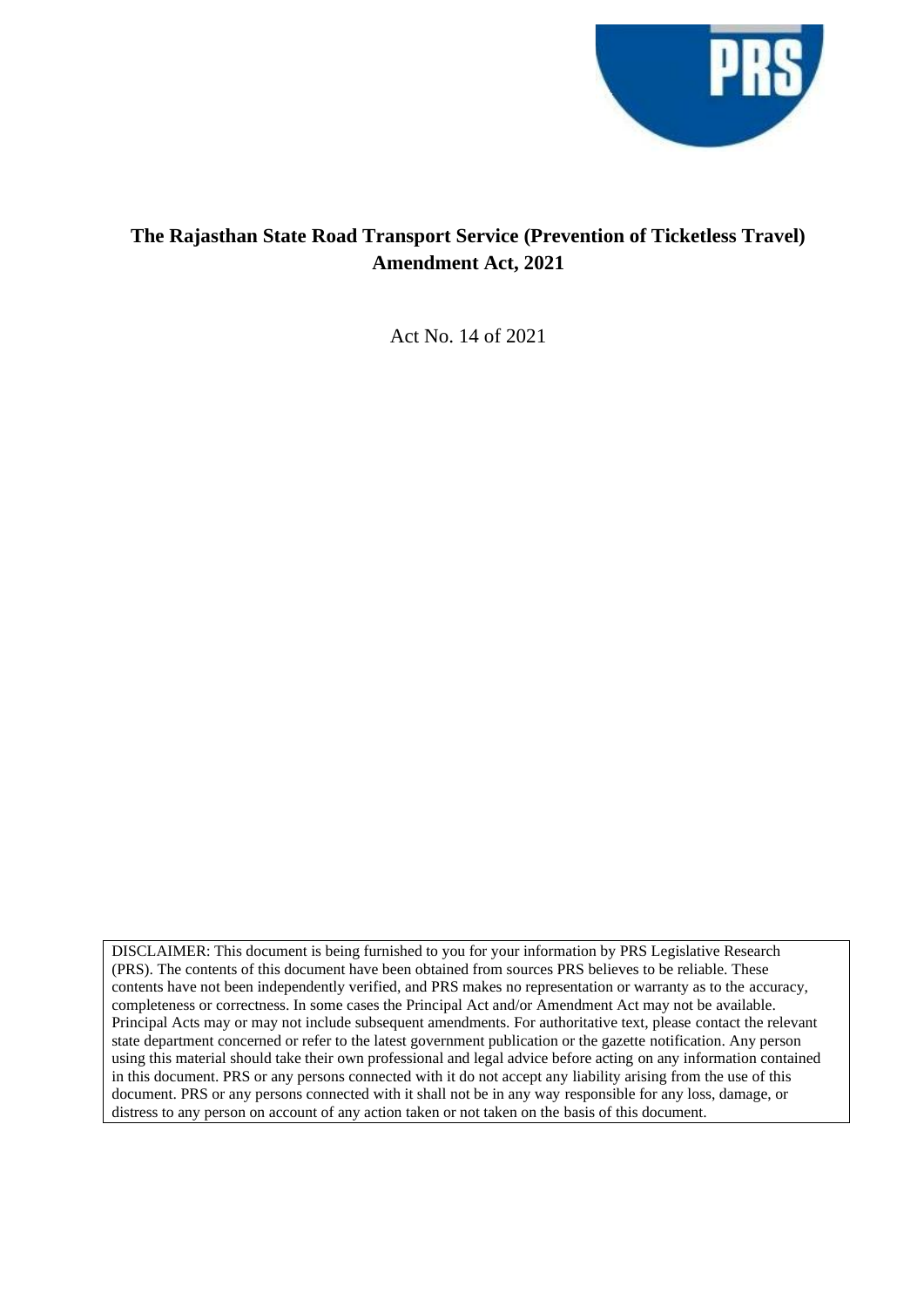# The Rajasthan State Road Transport Service (Prevention of Ticketless Travel) Amendment Act, 2021

Act No. 14 of 2021

DISCLAIMER: This document is being furnished to you for your information by PRS Legislative Research (PRS). The contents of this document have been obtained from sources PRS believes to be reliable. These contents have not been independently verified, and PRS makes no representation or warranty as to the accuracy, completeness or correctness. In some cases the Principal Act and/or Amendment Act may not be available. Principal Acts may or may not include subsequent amendments. For authoritative text, please contact the relevant state department concerned or refer to the latest government publication or the gazette notification. Any person using this material should take their own professional and legal advice before acting on any information contained in this document. PRS or any persons connected with it do not accept any liability arising from the use of this document. PRS or any persons connected with it shall not be in any way responsible for any loss, damage, or distress to any person on account of any action taken or not taken on the basis of this document.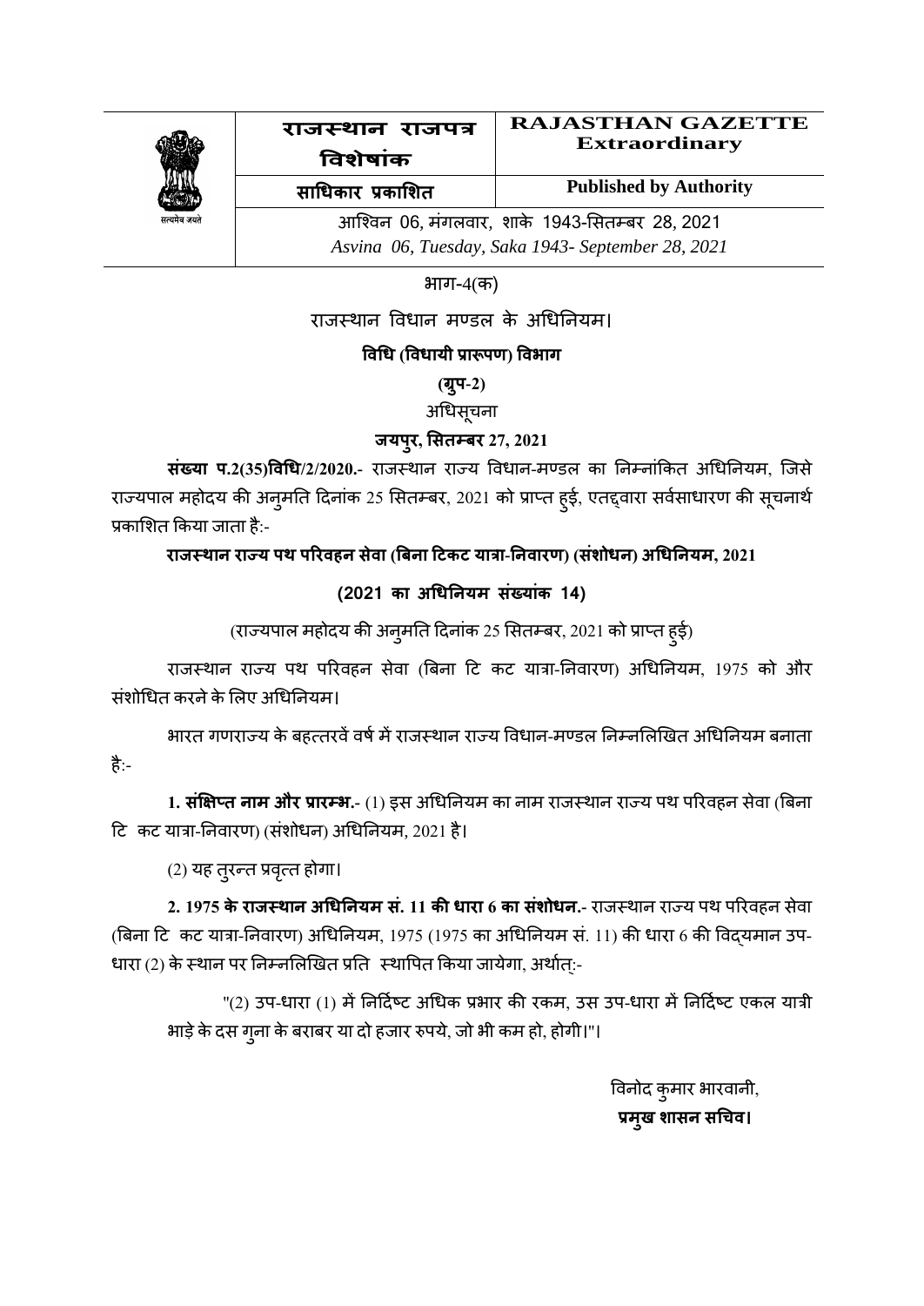| | राजस्थान राजपत्र विशेषांक | RAJASTHAN GAZETTE Extraordinary |
|---|---|---|
| सत्यमेव जयते | साधिकार प्रकाशित | Published by Authority |
| | आश्विन 06, मंगलवार, शाके 1943-सितम्बर 28, 2021 | *Asvina 06, Tuesday, Saka 1943- September 28, 2021* |

भाग-4(क)

राजस्थान विधान मण्डल के अधिनियम।

**विधि (विधायी प्रारूपण) विभाग**

**(ग्रुप-2)**

अधिसूचना

**जयपुर, सितम्बर 27, 2021**

**संख्या प.2(35)विधि/2/2020.**- राजस्थान राज्य विधान-मण्डल का निम्नांकित अधिनियम, जिसे राज्यपाल महोदय की अनुमति दिनांक 25 सितम्बर, 2021 को प्राप्त हुई, एतद्द्वारा सर्वसाधारण की सूचनार्थ प्रकाशित किया जाता है:-

**राजस्थान राज्य पथ परिवहन सेवा (बिना टिकट यात्रा-निवारण) (संशोधन) अधिनियम, 2021**

**(2021 का अधिनियम संख्यांक 14)**

(राज्यपाल महोदय की अनुमति दिनांक 25 सितम्बर, 2021 को प्राप्त हुई)

राजस्थान राज्य पथ परिवहन सेवा (बिना टि कट यात्रा-निवारण) अधिनियम, 1975 को और संशोधित करने के लिए अधिनियम।

भारत गणराज्य के बहत्तरवें वर्ष में राजस्थान राज्य विधान-मण्डल निम्नलिखित अधिनियम बनाता है:-

**1. संक्षिप्त नाम और प्रारम्भ.**- (1) इस अधिनियम का नाम राजस्थान राज्य पथ परिवहन सेवा (बिना टि कट यात्रा-निवारण) (संशोधन) अधिनियम, 2021 है।

(2) यह तुरन्त प्रवृत्त होगा।

**2. 1975 के राजस्थान अधिनियम सं. 11 की धारा 6 का संशोधन.**- राजस्थान राज्य पथ परिवहन सेवा (बिना टि कट यात्रा-निवारण) अधिनियम, 1975 (1975 का अधिनियम सं. 11) की धारा 6 की विद्यमान उप-धारा (2) के स्थान पर निम्नलिखित प्रति स्थापित किया जायेगा, अर्थात्:-

"(2) उप-धारा (1) में निर्दिष्ट अधिक प्रभार की रकम, उस उप-धारा में निर्दिष्ट एकल यात्री भाड़े के दस गुना के बराबर या दो हजार रुपये, जो भी कम हो, होगी।"।

विनोद कुमार भारवानी,

**प्रमुख शासन सचिव।**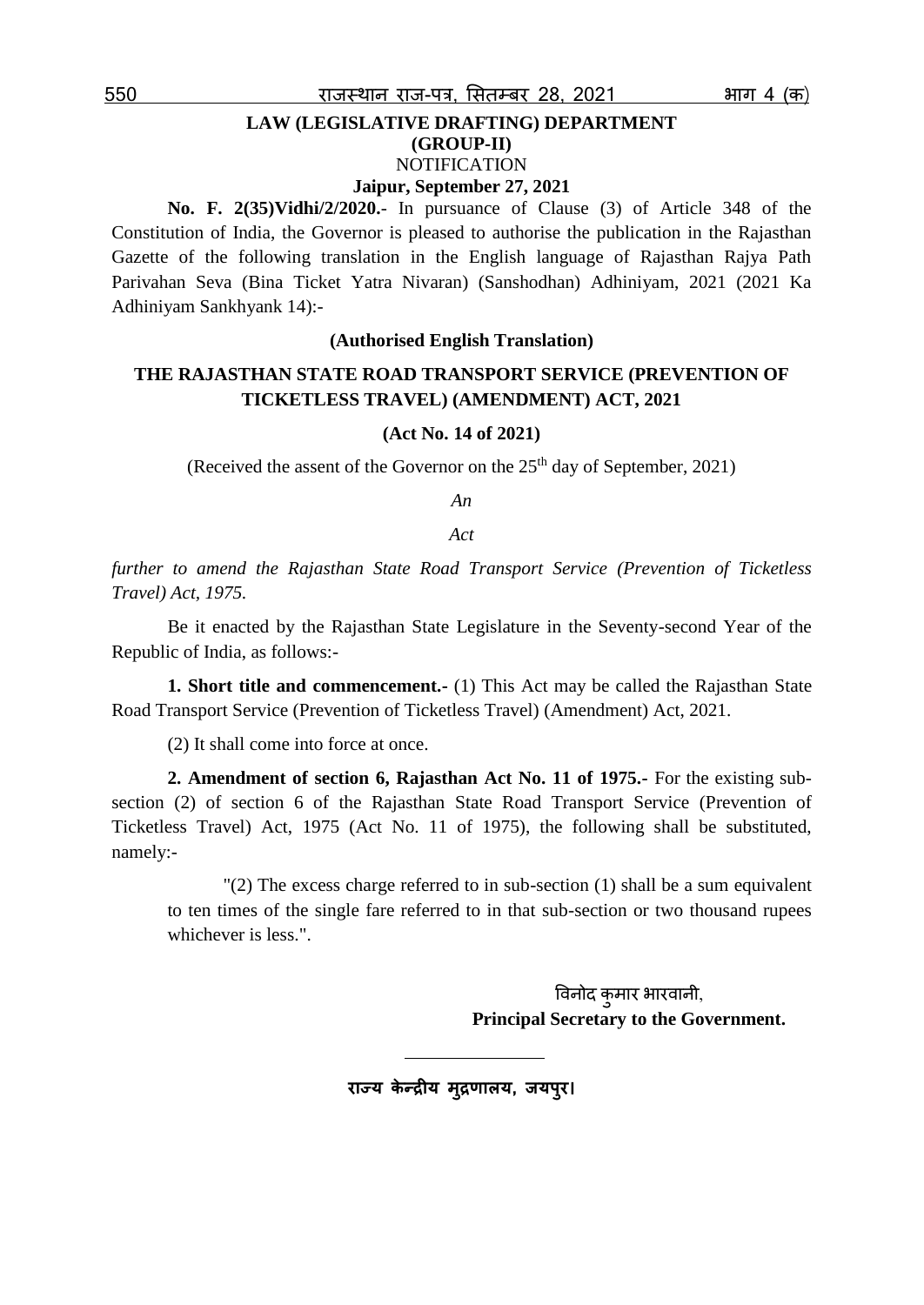**LAW (LEGISLATIVE DRAFTING) DEPARTMENT**
**(GROUP-II)**
NOTIFICATION
**Jaipur, September 27, 2021**

**No. F. 2(35)Vidhi/2/2020.**- In pursuance of Clause (3) of Article 348 of the Constitution of India, the Governor is pleased to authorise the publication in the Rajasthan Gazette of the following translation in the English language of Rajasthan Rajya Path Parivahan Seva (Bina Ticket Yatra Nivaran) (Sanshodhan) Adhiniyam, 2021 (2021 Ka Adhiniyam Sankhyank 14):-

**(Authorised English Translation)**

## THE RAJASTHAN STATE ROAD TRANSPORT SERVICE (PREVENTION OF TICKETLESS TRAVEL) (AMENDMENT) ACT, 2021

**(Act No. 14 of 2021)**

(Received the assent of the Governor on the 25th day of September, 2021)

*An*

*Act*

*further to amend the Rajasthan State Road Transport Service (Prevention of Ticketless Travel) Act, 1975.*

Be it enacted by the Rajasthan State Legislature in the Seventy-second Year of the Republic of India, as follows:-

**1. Short title and commencement.-** (1) This Act may be called the Rajasthan State Road Transport Service (Prevention of Ticketless Travel) (Amendment) Act, 2021.

(2) It shall come into force at once.

**2. Amendment of section 6, Rajasthan Act No. 11 of 1975.-** For the existing sub-section (2) of section 6 of the Rajasthan State Road Transport Service (Prevention of Ticketless Travel) Act, 1975 (Act No. 11 of 1975), the following shall be substituted, namely:-

> "(2) The excess charge referred to in sub-section (1) shall be a sum equivalent to ten times of the single fare referred to in that sub-section or two thousand rupees whichever is less.".

विनोद कुमार भारवानी,
**Principal Secretary to the Government.**

---

**राज्य केन्द्रीय मुद्रणालय, जयपुर।**